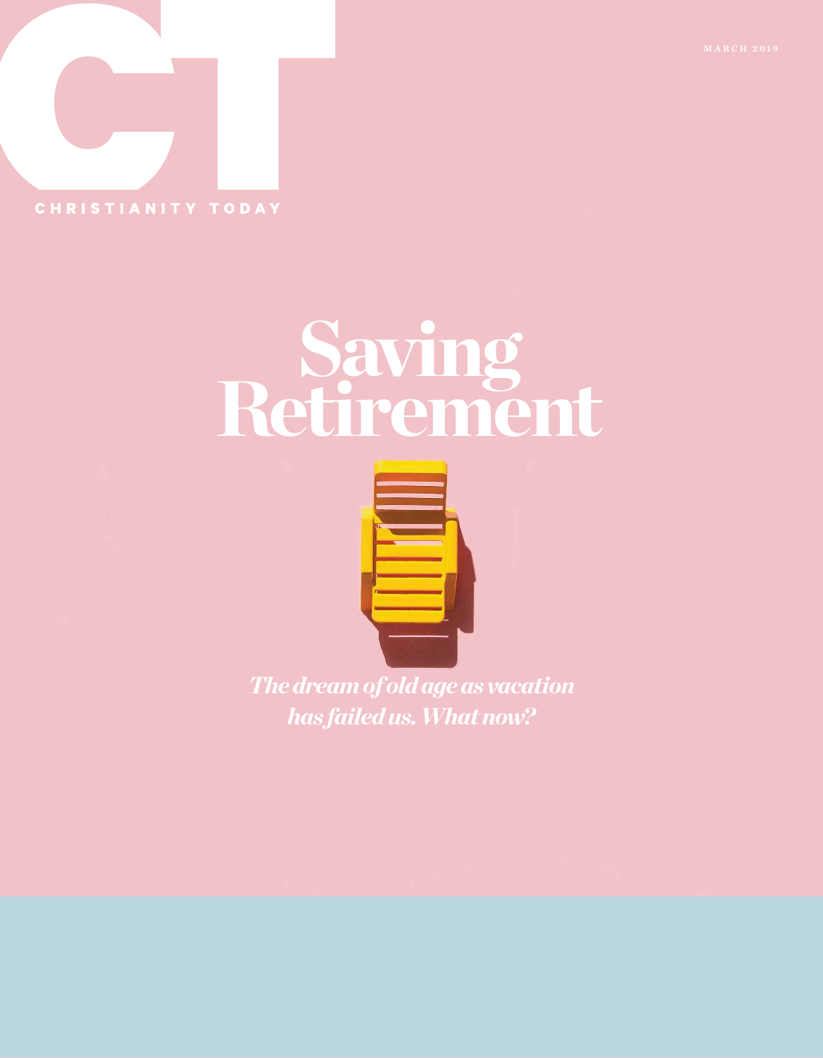CT

CHRISTIANITY TODAY

MARCH 2019

# Saving Retirement

*The dream of old age as vacation has failed us. What now?*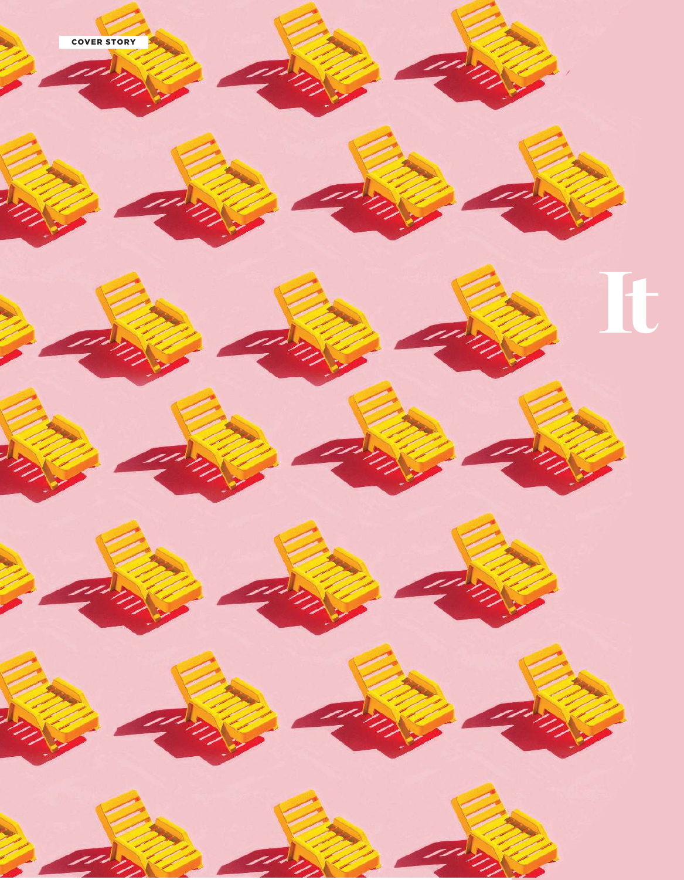COVER STORY

It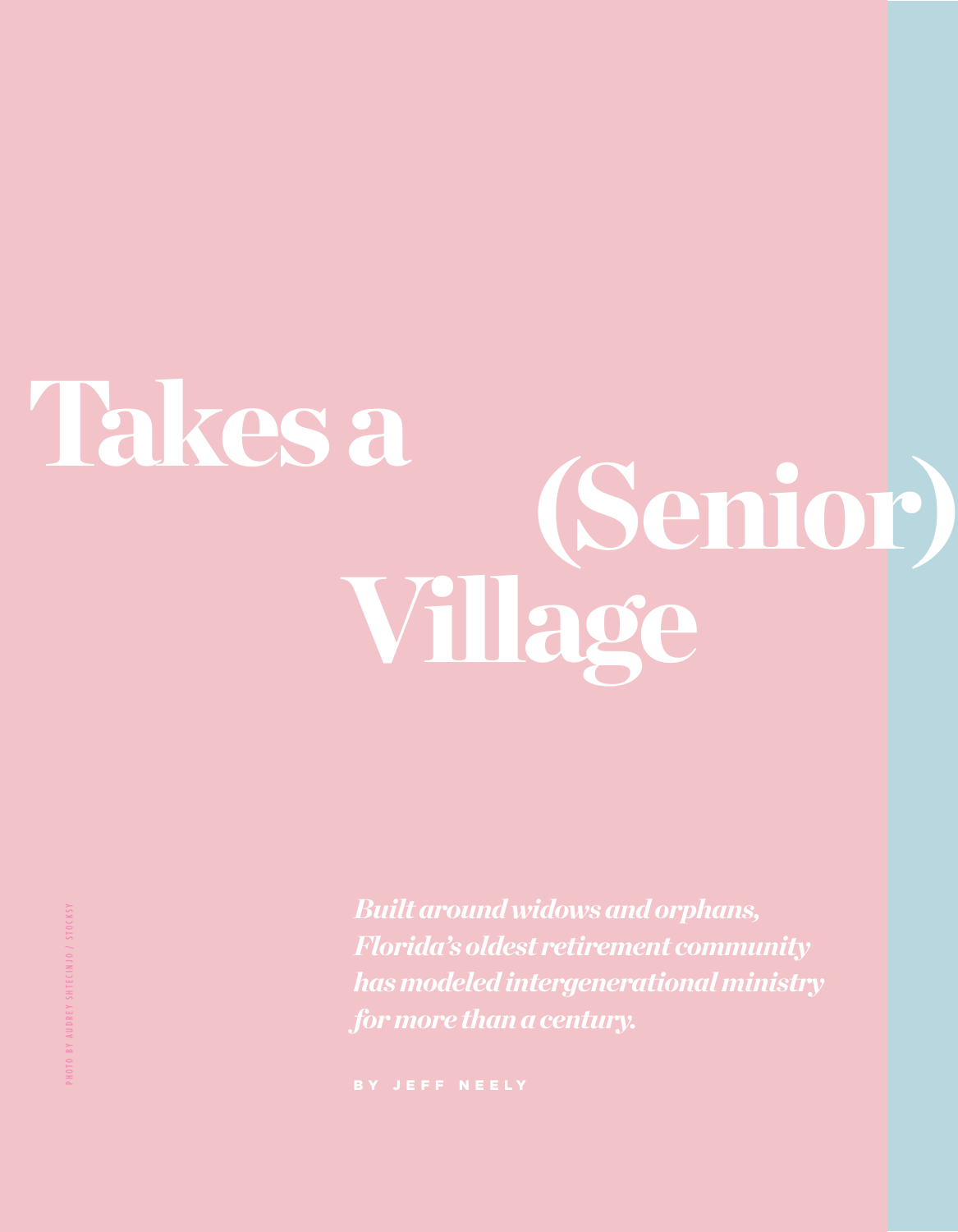# Takes a (Senior) Village

*Built around widows and orphans, Florida's oldest retirement community has modeled intergenerational ministry for more than a century.*

BY JEFF NEELY

PHOTO BY AUDREY SHTECINJO / STOCKSY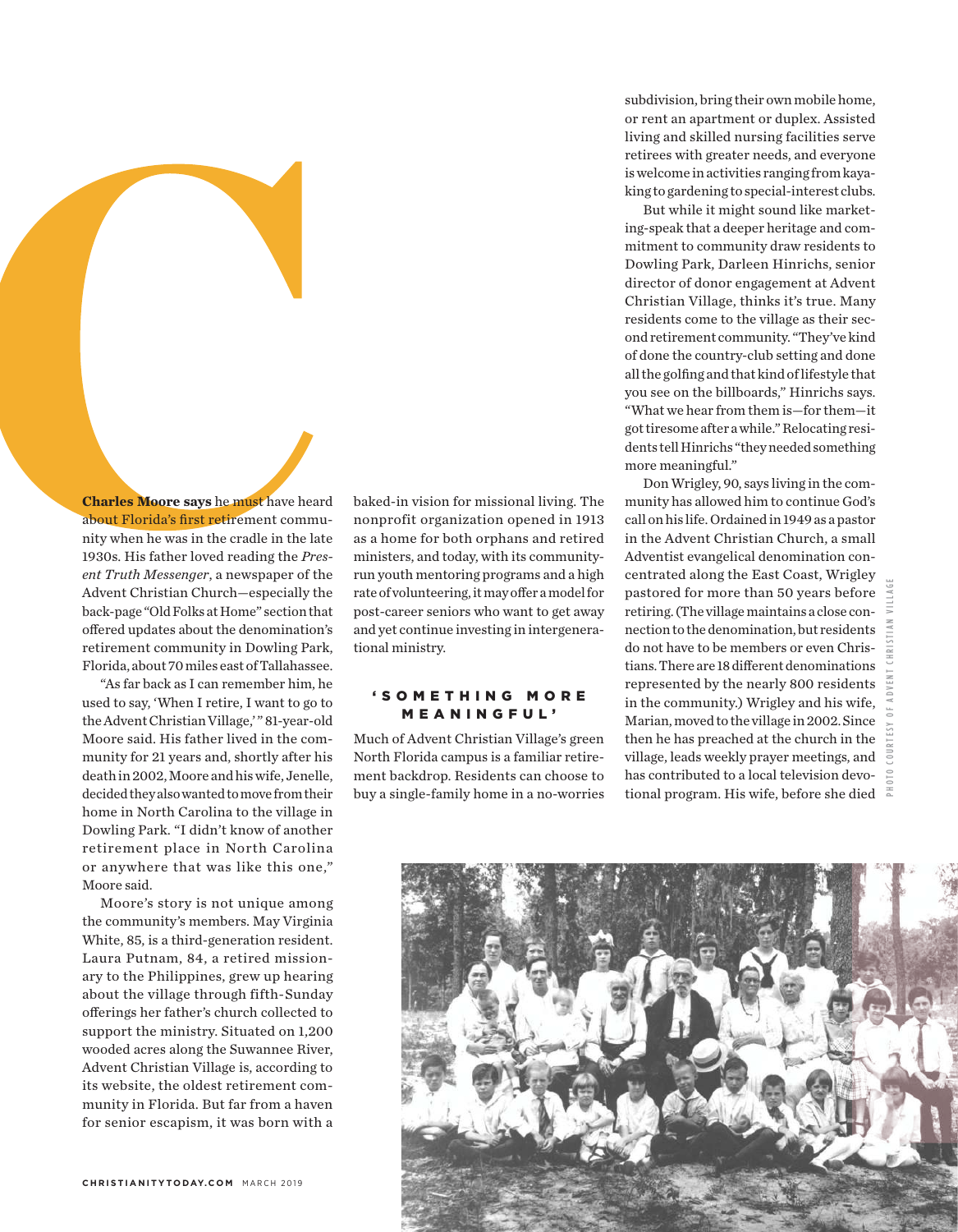**Charles Moore says** he must have heard about Florida's first retirement community when he was in the cradle in the late 1930s. His father loved reading the *Present Truth Messenger*, a newspaper of the Advent Christian Church—especially the back-page "Old Folks at Home" section that offered updates about the denomination's retirement community in Dowling Park, Florida, about 70 miles east of Tallahassee.

"As far back as I can remember him, he used to say, 'When I retire, I want to go to the Advent Christian Village,'" 81-year-old Moore said. His father lived in the community for 21 years and, shortly after his death in 2002, Moore and his wife, Jenelle, decided they also wanted to move from their home in North Carolina to the village in Dowling Park. "I didn't know of another retirement place in North Carolina or anywhere that was like this one," Moore said.

Moore's story is not unique among the community's members. May Virginia White, 85, is a third-generation resident. Laura Putnam, 84, a retired missionary to the Philippines, grew up hearing about the village through fifth-Sunday offerings her father's church collected to support the ministry. Situated on 1,200 wooded acres along the Suwannee River, Advent Christian Village is, according to its website, the oldest retirement community in Florida. But far from a haven for senior escapism, it was born with a baked-in vision for missional living. The nonprofit organization opened in 1913 as a home for both orphans and retired ministers, and today, with its community-run youth mentoring programs and a high rate of volunteering, it may offer a model for post-career seniors who want to get away and yet continue investing in intergenerational ministry.

## 'SOMETHING MORE MEANINGFUL'

Much of Advent Christian Village's green North Florida campus is a familiar retirement backdrop. Residents can choose to buy a single-family home in a no-worries subdivision, bring their own mobile home, or rent an apartment or duplex. Assisted living and skilled nursing facilities serve retirees with greater needs, and everyone is welcome in activities ranging from kayaking to gardening to special-interest clubs.

But while it might sound like marketing-speak that a deeper heritage and commitment to community draw residents to Dowling Park, Darleen Hinrichs, senior director of donor engagement at Advent Christian Village, thinks it's true. Many residents come to the village as their second retirement community. "They've kind of done the country-club setting and done all the golfing and that kind of lifestyle that you see on the billboards," Hinrichs says. "What we hear from them is—for them—it got tiresome after a while." Relocating residents tell Hinrichs "they needed something more meaningful."

Don Wrigley, 90, says living in the community has allowed him to continue God's call on his life. Ordained in 1949 as a pastor in the Advent Christian Church, a small Adventist evangelical denomination concentrated along the East Coast, Wrigley pastored for more than 50 years before retiring. (The village maintains a close connection to the denomination, but residents do not have to be members or even Christians. There are 18 different denominations represented by the nearly 800 residents in the community.) Wrigley and his wife, Marian, moved to the village in 2002. Since then he has preached at the church in the village, leads weekly prayer meetings, and has contributed to a local television devotional program. His wife, before she died

PHOTO COURTESY OF ADVENT CHRISTIAN VILLAGE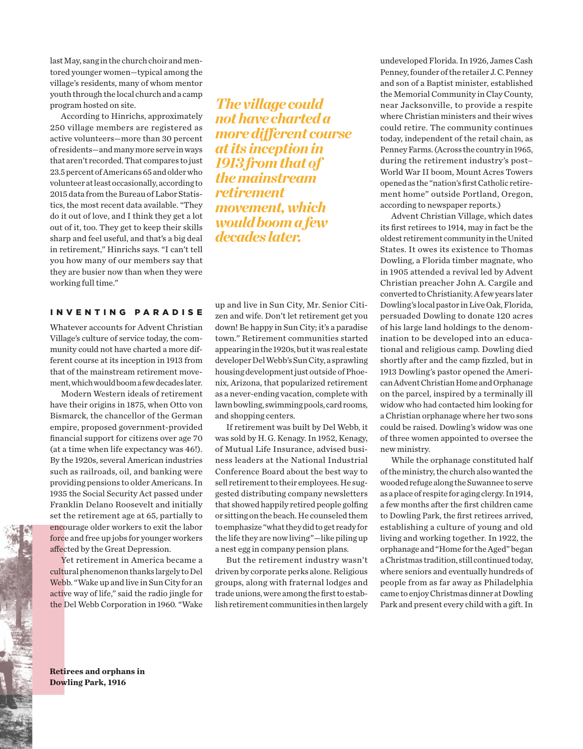last May, sang in the church choir and mentored younger women—typical among the village's residents, many of whom mentor youth through the local church and a camp program hosted on site.

According to Hinrichs, approximately 250 village members are registered as active volunteers—more than 30 percent of residents—and many more serve in ways that aren't recorded. That compares to just 23.5 percent of Americans 65 and older who volunteer at least occasionally, according to 2015 data from the Bureau of Labor Statistics, the most recent data available. "They do it out of love, and I think they get a lot out of it, too. They get to keep their skills sharp and feel useful, and that's a big deal in retirement," Hinrichs says. "I can't tell you how many of our members say that they are busier now than when they were working full time."

*The village could not have charted a more different course at its inception in 1913 from that of the mainstream retirement movement, which would boom a few decades later.*

## INVENTING PARADISE

Whatever accounts for Advent Christian Village's culture of service today, the community could not have charted a more different course at its inception in 1913 from that of the mainstream retirement movement, which would boom a few decades later.

Modern Western ideals of retirement have their origins in 1875, when Otto von Bismarck, the chancellor of the German empire, proposed government-provided financial support for citizens over age 70 (at a time when life expectancy was 46!). By the 1920s, several American industries such as railroads, oil, and banking were providing pensions to older Americans. In 1935 the Social Security Act passed under Franklin Delano Roosevelt and initially set the retirement age at 65, partially to encourage older workers to exit the labor force and free up jobs for younger workers affected by the Great Depression.

Yet retirement in America became a cultural phenomenon thanks largely to Del Webb. "Wake up and live in Sun City for an active way of life," said the radio jingle for the Del Webb Corporation in 1960. "Wake up and live in Sun City, Mr. Senior Citizen and wife. Don't let retirement get you down! Be happy in Sun City; it's a paradise town." Retirement communities started appearing in the 1920s, but it was real estate developer Del Webb's Sun City, a sprawling housing development just outside of Phoenix, Arizona, that popularized retirement as a never-ending vacation, complete with lawn bowling, swimming pools, card rooms, and shopping centers.

If retirement was built by Del Webb, it was sold by H. G. Kenagy. In 1952, Kenagy, of Mutual Life Insurance, advised business leaders at the National Industrial Conference Board about the best way to sell retirement to their employees. He suggested distributing company newsletters that showed happily retired people golfing or sitting on the beach. He counseled them to emphasize "what they did to get ready for the life they are now living"—like piling up a nest egg in company pension plans.

But the retirement industry wasn't driven by corporate perks alone. Religious groups, along with fraternal lodges and trade unions, were among the first to establish retirement communities in then largely undeveloped Florida. In 1926, James Cash Penney, founder of the retailer J. C. Penney and son of a Baptist minister, established the Memorial Community in Clay County, near Jacksonville, to provide a respite where Christian ministers and their wives could retire. The community continues today, independent of the retail chain, as Penney Farms. (Across the country in 1965, during the retirement industry's post–World War II boom, Mount Acres Towers opened as the "nation's first Catholic retirement home" outside Portland, Oregon, according to newspaper reports.)

Advent Christian Village, which dates its first retirees to 1914, may in fact be the oldest retirement community in the United States. It owes its existence to Thomas Dowling, a Florida timber magnate, who in 1905 attended a revival led by Advent Christian preacher John A. Cargile and converted to Christianity. A few years later Dowling's local pastor in Live Oak, Florida, persuaded Dowling to donate 120 acres of his large land holdings to the denomination to be developed into an educational and religious camp. Dowling died shortly after and the camp fizzled, but in 1913 Dowling's pastor opened the American Advent Christian Home and Orphanage on the parcel, inspired by a terminally ill widow who had contacted him looking for a Christian orphanage where her two sons could be raised. Dowling's widow was one of three women appointed to oversee the new ministry.

While the orphanage constituted half of the ministry, the church also wanted the wooded refuge along the Suwannee to serve as a place of respite for aging clergy. In 1914, a few months after the first children came to Dowling Park, the first retirees arrived, establishing a culture of young and old living and working together. In 1922, the orphanage and "Home for the Aged" began a Christmas tradition, still continued today, where seniors and eventually hundreds of people from as far away as Philadelphia came to enjoy Christmas dinner at Dowling Park and present every child with a gift. In

**Retirees and orphans in Dowling Park, 1916**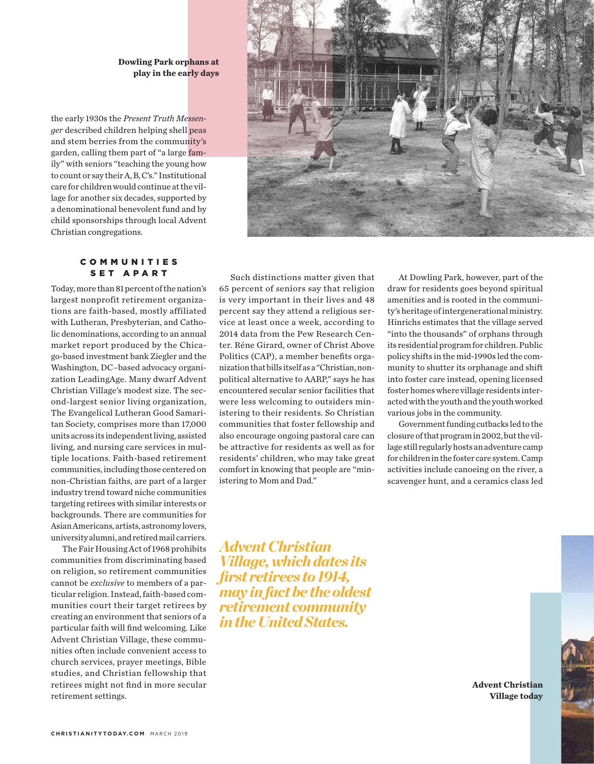**Dowling Park orphans at play in the early days**

the early 1930s the *Present Truth Messenger* described children helping shell peas and stem berries from the community's garden, calling them part of "a large family" with seniors "teaching the young how to count or say their A, B, C's." Institutional care for children would continue at the village for another six decades, supported by a denominational benevolent fund and by child sponsorships through local Advent Christian congregations.

## COMMUNITIES SET APART

Today, more than 81 percent of the nation's largest nonprofit retirement organizations are faith-based, mostly affiliated with Lutheran, Presbyterian, and Catholic denominations, according to an annual market report produced by the Chicago-based investment bank Ziegler and the Washington, DC–based advocacy organization LeadingAge. Many dwarf Advent Christian Village's modest size. The second-largest senior living organization, The Evangelical Lutheran Good Samaritan Society, comprises more than 17,000 units across its independent living, assisted living, and nursing care services in multiple locations. Faith-based retirement communities, including those centered on non-Christian faiths, are part of a larger industry trend toward niche communities targeting retirees with similar interests or backgrounds. There are communities for Asian Americans, artists, astronomy lovers, university alumni, and retired mail carriers.

The Fair Housing Act of 1968 prohibits communities from discriminating based on religion, so retirement communities cannot be *exclusive* to members of a particular religion. Instead, faith-based communities court their target retirees by creating an environment that seniors of a particular faith will find welcoming. Like Advent Christian Village, these communities often include convenient access to church services, prayer meetings, Bible studies, and Christian fellowship that retirees might not find in more secular retirement settings.

Such distinctions matter given that 65 percent of seniors say that religion is very important in their lives and 48 percent say they attend a religious service at least once a week, according to 2014 data from the Pew Research Center. Réne Girard, owner of Christ Above Politics (CAP), a member benefits organization that bills itself as a "Christian, nonpolitical alternative to AARP," says he has encountered secular senior facilities that were less welcoming to outsiders ministering to their residents. So Christian communities that foster fellowship and also encourage ongoing pastoral care can be attractive for residents as well as for residents' children, who may take great comfort in knowing that people are "ministering to Mom and Dad."

***Advent Christian Village, which dates its first retirees to 1914, may in fact be the oldest retirement community in the United States.***

At Dowling Park, however, part of the draw for residents goes beyond spiritual amenities and is rooted in the community's heritage of intergenerational ministry. Hinrichs estimates that the village served "into the thousands" of orphans through its residential program for children. Public policy shifts in the mid-1990s led the community to shutter its orphanage and shift into foster care instead, opening licensed foster homes where village residents interacted with the youth and the youth worked various jobs in the community.

Government funding cutbacks led to the closure of that program in 2002, but the village still regularly hosts an adventure camp for children in the foster care system. Camp activities include canoeing on the river, a scavenger hunt, and a ceramics class led

**Advent Christian Village today**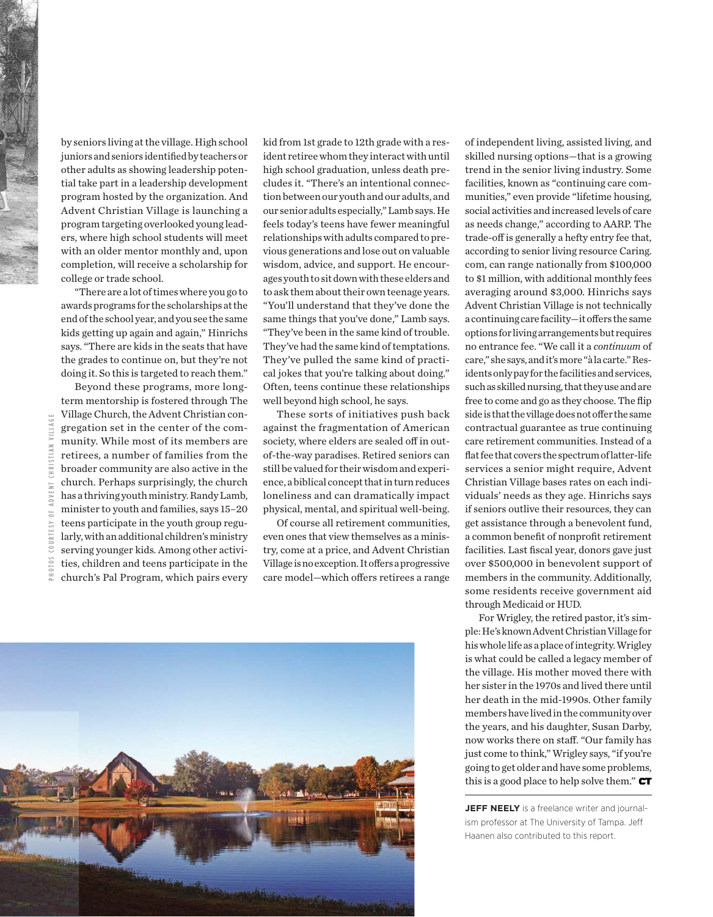by seniors living at the village. High school juniors and seniors identified by teachers or other adults as showing leadership potential take part in a leadership development program hosted by the organization. And Advent Christian Village is launching a program targeting overlooked young leaders, where high school students will meet with an older mentor monthly and, upon completion, will receive a scholarship for college or trade school.

"There are a lot of times where you go to awards programs for the scholarships at the end of the school year, and you see the same kids getting up again and again," Hinrichs says. "There are kids in the seats that have the grades to continue on, but they're not doing it. So this is targeted to reach them."

Beyond these programs, more long-term mentorship is fostered through The Village Church, the Advent Christian congregation set in the center of the community. While most of its members are retirees, a number of families from the broader community are also active in the church. Perhaps surprisingly, the church has a thriving youth ministry. Randy Lamb, minister to youth and families, says 15–20 teens participate in the youth group regularly, with an additional children's ministry serving younger kids. Among other activities, children and teens participate in the church's Pal Program, which pairs every kid from 1st grade to 12th grade with a resident retiree whom they interact with until high school graduation, unless death precludes it. "There's an intentional connection between our youth and our adults, and our senior adults especially," Lamb says. He feels today's teens have fewer meaningful relationships with adults compared to previous generations and lose out on valuable wisdom, advice, and support. He encourages youth to sit down with these elders and to ask them about their own teenage years. "You'll understand that they've done the same things that you've done," Lamb says. "They've been in the same kind of trouble. They've had the same kind of temptations. They've pulled the same kind of practical jokes that you're talking about doing." Often, teens continue these relationships well beyond high school, he says.

These sorts of initiatives push back against the fragmentation of American society, where elders are sealed off in out-of-the-way paradises. Retired seniors can still be valued for their wisdom and experience, a biblical concept that in turn reduces loneliness and can dramatically impact physical, mental, and spiritual well-being.

Of course all retirement communities, even ones that view themselves as a ministry, come at a price, and Advent Christian Village is no exception. It offers a progressive care model—which offers retirees a range of independent living, assisted living, and skilled nursing options—that is a growing trend in the senior living industry. Some facilities, known as "continuing care communities," even provide "lifetime housing, social activities and increased levels of care as needs change," according to AARP. The trade-off is generally a hefty entry fee that, according to senior living resource Caring.com, can range nationally from $100,000 to $1 million, with additional monthly fees averaging around $3,000. Hinrichs says Advent Christian Village is not technically a continuing care facility—it offers the same options for living arrangements but requires no entrance fee. "We call it a *continuum* of care," she says, and it's more "à la carte." Residents only pay for the facilities and services, such as skilled nursing, that they use and are free to come and go as they choose. The flip side is that the village does not offer the same contractual guarantee as true continuing care retirement communities. Instead of a flat fee that covers the spectrum of latter-life services a senior might require, Advent Christian Village bases rates on each individuals' needs as they age. Hinrichs says if seniors outlive their resources, they can get assistance through a benevolent fund, a common benefit of nonprofit retirement facilities. Last fiscal year, donors gave just over $500,000 in benevolent support of members in the community. Additionally, some residents receive government aid through Medicaid or HUD.

For Wrigley, the retired pastor, it's simple: He's known Advent Christian Village for his whole life as a place of integrity. Wrigley is what could be called a legacy member of the village. His mother moved there with her sister in the 1970s and lived there until her death in the mid-1990s. Other family members have lived in the community over the years, and his daughter, Susan Darby, now works there on staff. "Our family has just come to think," Wrigley says, "if you're going to get older and have some problems, this is a good place to help solve them." **CT**

**JEFF NEELY** is a freelance writer and journalism professor at The University of Tampa. Jeff Haanen also contributed to this report.

PHOTOS COURTESY OF ADVENT CHRISTIAN VILLAGE